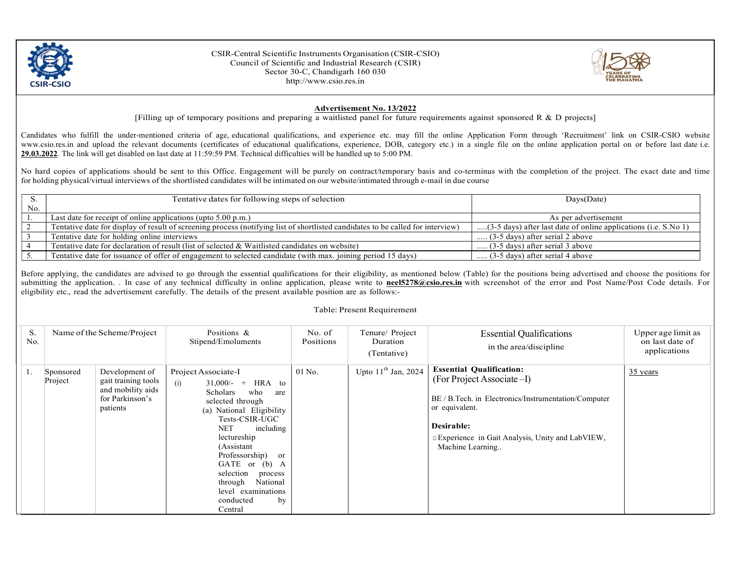CSIR-Central Scientific Instruments Organisation (CSIR-CSIO)
Council of Scientific and Industrial Research (CSIR)
Sector 30-C, Chandigarh 160 030
http://www.csio.res.in

## Advertisement No. 13/2022

[Filling up of temporary positions and preparing a waitlisted panel for future requirements against sponsored R & D projects]

Candidates who fulfill the under-mentioned criteria of age, educational qualifications, and experience etc. may fill the online Application Form through 'Recruitment' link on CSIR-CSIO website www.csio.res.in and upload the relevant documents (certificates of educational qualifications, experience, DOB, category etc.) in a single file on the online application portal on or before last date i.e. **29.03.2022**. The link will get disabled on last date at 11:59:59 PM. Technical difficulties will be handled up to 5:00 PM.

No hard copies of applications should be sent to this Office. Engagement will be purely on contract/temporary basis and co-terminus with the completion of the project. The exact date and time for holding physical/virtual interviews of the shortlisted candidates will be intimated on our website/intimated through e-mail in due course

| S. No. | Tentative dates for following steps of selection | Days(Date) |
|---|---|---|
| 1. | Last date for receipt of online applications (upto 5.00 p.m.) | As per advertisement |
| 2 | Tentative date for display of result of screening process (notifying list of shortlisted candidates to be called for interview) | .....(3-5 days) after last date of online applications (i.e. S.No 1) |
| 3 | Tentative date for holding online interviews | ..... (3-5 days) after serial 2 above |
| 4 | Tentative date for declaration of result (list of selected & Waitlisted candidates on website) | ..... (3-5 days) after serial 3 above |
| 5. | Tentative date for issuance of offer of engagement to selected candidate (with max. joining period 15 days) | ..... (3-5 days) after serial 4 above |

Before applying, the candidates are advised to go through the essential qualifications for their eligibility, as mentioned below (Table) for the positions being advertised and choose the positions for submitting the application. . In case of any technical difficulty in online application, please write to **neel5278@csio.res.in** with screenshot of the error and Post Name/Post Code details. For eligibility etc., read the advertisement carefully. The details of the present available position are as follows:-

Table: Present Requirement

| S. No. | Name of the Scheme/Project | | Positions & Stipend/Emoluments | No. of Positions | Tenure/ Project Duration (Tentative) | Essential Qualifications in the area/discipline | Upper age limit as on last date of applications |
|---|---|---|---|---|---|---|---|
| 1. | Sponsored Project | Development of gait training tools and mobility aids for Parkinson's patients | Project Associate-I (i) 31,000/- + HRA to Scholars who are selected through (a) National Eligibility Tests-CSIR-UGC NET including lectureship (Assistant Professorship) or GATE or (b) A selection process through National level examinations conducted by Central | 01 No. | Upto 11th Jan, 2024 | **Essential Qualification:** (For Project Associate –I)<br><br>BE / B.Tech. in Electronics/Instrumentation/Computer or equivalent.<br><br>**Desirable:**<br>- Experience in Gait Analysis, Unity and LabVIEW, Machine Learning.. | 35 years |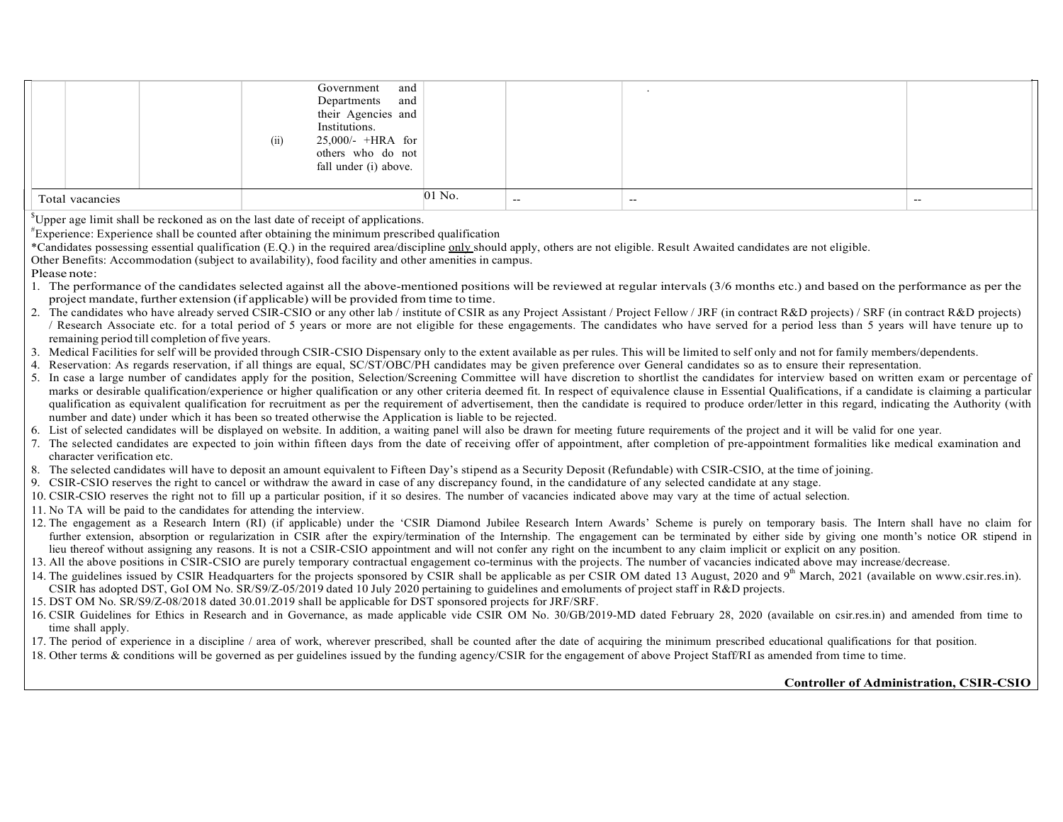| | | | | | | | | |
|---|---|---|---|---|---|---|---|---|
| | | | | Government and Departments and their Agencies and Institutions.<br>(ii) 25,000/- +HRA for others who do not fall under (i) above. | | | . | |
| Total vacancies | | | | | 01 No. | -- | -- | -- |

$Upper age limit shall be reckoned as on the last date of receipt of applications.

#Experience: Experience shall be counted after obtaining the minimum prescribed qualification

*Candidates possessing essential qualification (E.Q.) in the required area/discipline only should apply, others are not eligible. Result Awaited candidates are not eligible.

Other Benefits: Accommodation (subject to availability), food facility and other amenities in campus.

Please note:

1. The performance of the candidates selected against all the above-mentioned positions will be reviewed at regular intervals (3/6 months etc.) and based on the performance as per the project mandate, further extension (if applicable) will be provided from time to time.
2. The candidates who have already served CSIR-CSIO or any other lab / institute of CSIR as any Project Assistant / Project Fellow / JRF (in contract R&D projects) / SRF (in contract R&D projects) / Research Associate etc. for a total period of 5 years or more are not eligible for these engagements. The candidates who have served for a period less than 5 years will have tenure up to remaining period till completion of five years.
3. Medical Facilities for self will be provided through CSIR-CSIO Dispensary only to the extent available as per rules. This will be limited to self only and not for family members/dependents.
4. Reservation: As regards reservation, if all things are equal, SC/ST/OBC/PH candidates may be given preference over General candidates so as to ensure their representation.
5. In case a large number of candidates apply for the position, Selection/Screening Committee will have discretion to shortlist the candidates for interview based on written exam or percentage of marks or desirable qualification/experience or higher qualification or any other criteria deemed fit. In respect of equivalence clause in Essential Qualifications, if a candidate is claiming a particular qualification as equivalent qualification for recruitment as per the requirement of advertisement, then the candidate is required to produce order/letter in this regard, indicating the Authority (with number and date) under which it has been so treated otherwise the Application is liable to be rejected.
6. List of selected candidates will be displayed on website. In addition, a waiting panel will also be drawn for meeting future requirements of the project and it will be valid for one year.
7. The selected candidates are expected to join within fifteen days from the date of receiving offer of appointment, after completion of pre-appointment formalities like medical examination and character verification etc.
8. The selected candidates will have to deposit an amount equivalent to Fifteen Day's stipend as a Security Deposit (Refundable) with CSIR-CSIO, at the time of joining.
9. CSIR-CSIO reserves the right to cancel or withdraw the award in case of any discrepancy found, in the candidature of any selected candidate at any stage.
10. CSIR-CSIO reserves the right not to fill up a particular position, if it so desires. The number of vacancies indicated above may vary at the time of actual selection.
11. No TA will be paid to the candidates for attending the interview.
12. The engagement as a Research Intern (RI) (if applicable) under the 'CSIR Diamond Jubilee Research Intern Awards' Scheme is purely on temporary basis. The Intern shall have no claim for further extension, absorption or regularization in CSIR after the expiry/termination of the Internship. The engagement can be terminated by either side by giving one month's notice OR stipend in lieu thereof without assigning any reasons. It is not a CSIR-CSIO appointment and will not confer any right on the incumbent to any claim implicit or explicit on any position.
13. All the above positions in CSIR-CSIO are purely temporary contractual engagement co-terminus with the projects. The number of vacancies indicated above may increase/decrease.
14. The guidelines issued by CSIR Headquarters for the projects sponsored by CSIR shall be applicable as per CSIR OM dated 13 August, 2020 and 9th March, 2021 (available on www.csir.res.in). CSIR has adopted DST, GoI OM No. SR/S9/Z-05/2019 dated 10 July 2020 pertaining to guidelines and emoluments of project staff in R&D projects.
15. DST OM No. SR/S9/Z-08/2018 dated 30.01.2019 shall be applicable for DST sponsored projects for JRF/SRF.
16. CSIR Guidelines for Ethics in Research and in Governance, as made applicable vide CSIR OM No. 30/GB/2019-MD dated February 28, 2020 (available on csir.res.in) and amended from time to time shall apply.
17. The period of experience in a discipline / area of work, wherever prescribed, shall be counted after the date of acquiring the minimum prescribed educational qualifications for that position.
18. Other terms & conditions will be governed as per guidelines issued by the funding agency/CSIR for the engagement of above Project Staff/RI as amended from time to time.

**Controller of Administration, CSIR-CSIO**